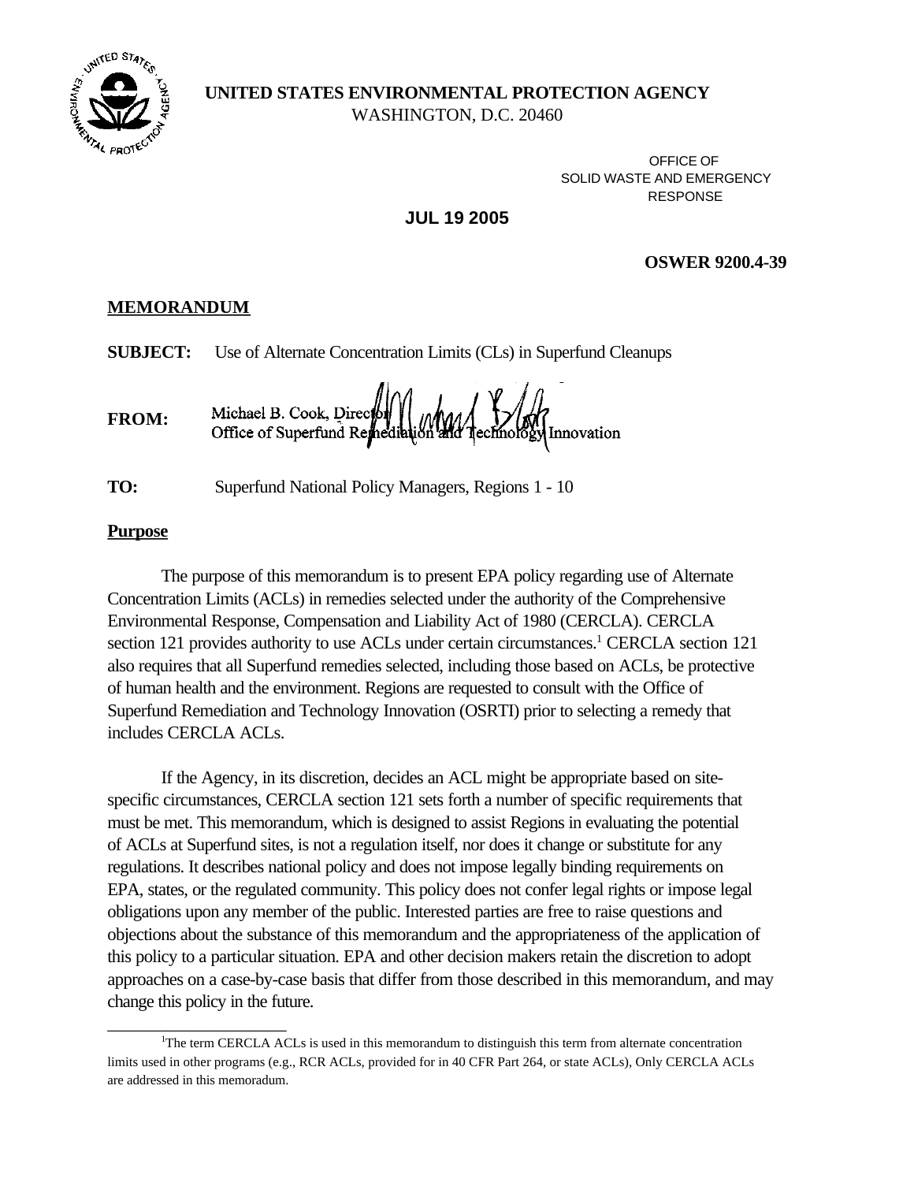**UNITED STATES ENVIRONMENTAL PROTECTION AGENCY**
WASHINGTON, D.C. 20460

OFFICE OF
SOLID WASTE AND EMERGENCY
RESPONSE

**JUL 19 2005**

**OSWER 9200.4-39**

**MEMORANDUM**

**SUBJECT:** Use of Alternate Concentration Limits (CLs) in Superfund Cleanups

**FROM:** Michael B. Cook, Director
Office of Superfund Remediation and Technology Innovation

**TO:** Superfund National Policy Managers, Regions 1 - 10

**Purpose**

The purpose of this memorandum is to present EPA policy regarding use of Alternate Concentration Limits (ACLs) in remedies selected under the authority of the Comprehensive Environmental Response, Compensation and Liability Act of 1980 (CERCLA). CERCLA section 121 provides authority to use ACLs under certain circumstances.[1] CERCLA section 121 also requires that all Superfund remedies selected, including those based on ACLs, be protective of human health and the environment. Regions are requested to consult with the Office of Superfund Remediation and Technology Innovation (OSRTI) prior to selecting a remedy that includes CERCLA ACLs.

If the Agency, in its discretion, decides an ACL might be appropriate based on site-specific circumstances, CERCLA section 121 sets forth a number of specific requirements that must be met. This memorandum, which is designed to assist Regions in evaluating the potential of ACLs at Superfund sites, is not a regulation itself, nor does it change or substitute for any regulations. It describes national policy and does not impose legally binding requirements on EPA, states, or the regulated community. This policy does not confer legal rights or impose legal obligations upon any member of the public. Interested parties are free to raise questions and objections about the substance of this memorandum and the appropriateness of the application of this policy to a particular situation. EPA and other decision makers retain the discretion to adopt approaches on a case-by-case basis that differ from those described in this memorandum, and may change this policy in the future.

---

[1]The term CERCLA ACLs is used in this memorandum to distinguish this term from alternate concentration limits used in other programs (e.g., RCR ACLs, provided for in 40 CFR Part 264, or state ACLs), Only CERCLA ACLs are addressed in this memoradum.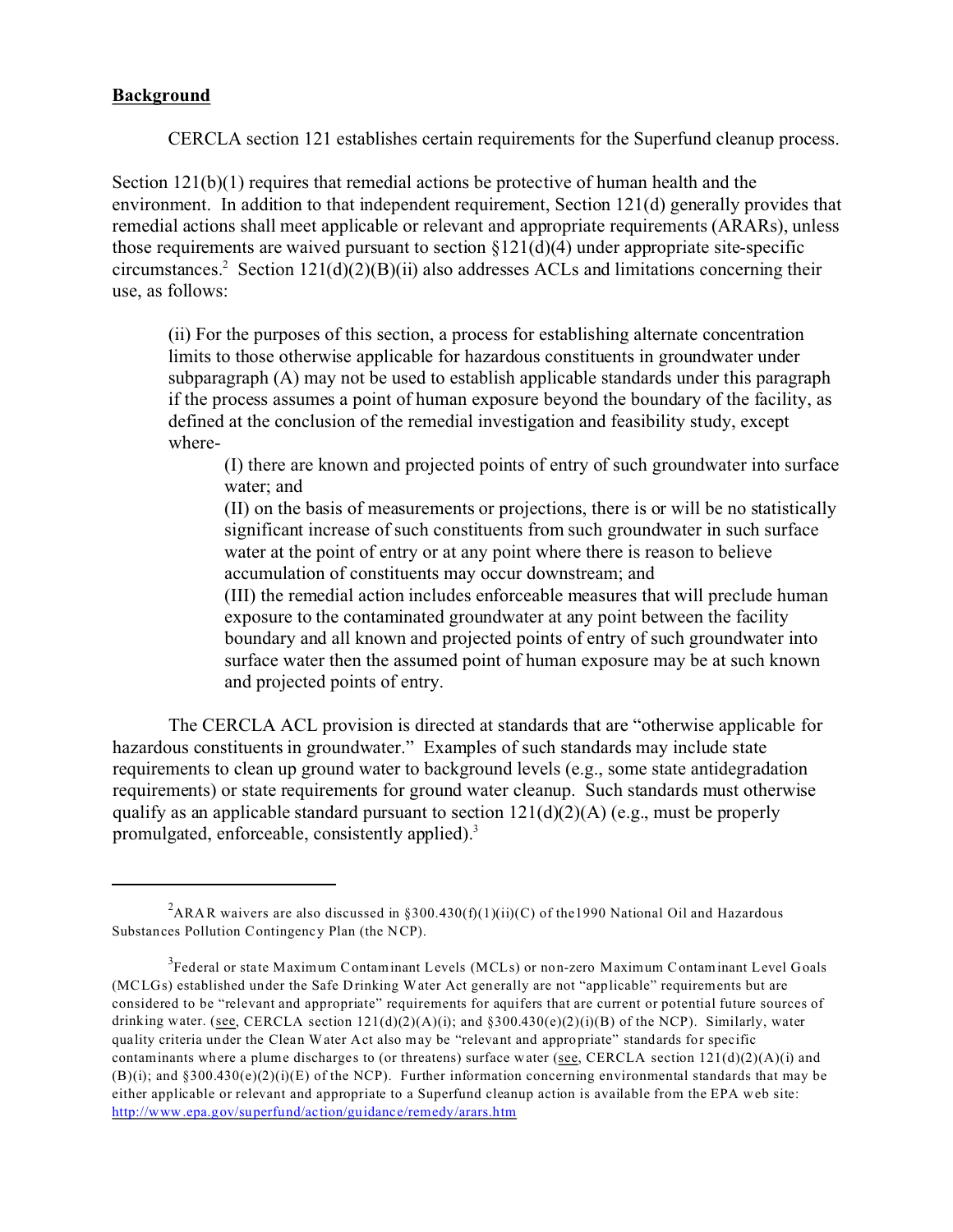**Background**

CERCLA section 121 establishes certain requirements for the Superfund cleanup process.

Section 121(b)(1) requires that remedial actions be protective of human health and the environment. In addition to that independent requirement, Section 121(d) generally provides that remedial actions shall meet applicable or relevant and appropriate requirements (ARARs), unless those requirements are waived pursuant to section §121(d)(4) under appropriate site-specific circumstances.[2] Section 121(d)(2)(B)(ii) also addresses ACLs and limitations concerning their use, as follows:

> (ii) For the purposes of this section, a process for establishing alternate concentration limits to those otherwise applicable for hazardous constituents in groundwater under subparagraph (A) may not be used to establish applicable standards under this paragraph if the process assumes a point of human exposure beyond the boundary of the facility, as defined at the conclusion of the remedial investigation and feasibility study, except where-
>
> (I) there are known and projected points of entry of such groundwater into surface water; and
>
> (II) on the basis of measurements or projections, there is or will be no statistically significant increase of such constituents from such groundwater in such surface water at the point of entry or at any point where there is reason to believe accumulation of constituents may occur downstream; and
>
> (III) the remedial action includes enforceable measures that will preclude human exposure to the contaminated groundwater at any point between the facility boundary and all known and projected points of entry of such groundwater into surface water then the assumed point of human exposure may be at such known and projected points of entry.

The CERCLA ACL provision is directed at standards that are "otherwise applicable for hazardous constituents in groundwater." Examples of such standards may include state requirements to clean up ground water to background levels (e.g., some state antidegradation requirements) or state requirements for ground water cleanup. Such standards must otherwise qualify as an applicable standard pursuant to section 121(d)(2)(A) (e.g., must be properly promulgated, enforceable, consistently applied).[3]

---

[2] ARAR waivers are also discussed in §300.430(f)(1)(ii)(C) of the1990 National Oil and Hazardous Substances Pollution Contingency Plan (the NCP).

[3] Federal or state Maximum Contaminant Levels (MCLs) or non-zero Maximum Contaminant Level Goals (MCLGs) established under the Safe Drinking Water Act generally are not "applicable" requirements but are considered to be "relevant and appropriate" requirements for aquifers that are current or potential future sources of drinking water. (see, CERCLA section 121(d)(2)(A)(i); and §300.430(e)(2)(i)(B) of the NCP). Similarly, water quality criteria under the Clean Water Act also may be "relevant and appropriate" standards for specific contaminants where a plume discharges to (or threatens) surface water (see, CERCLA section 121(d)(2)(A)(i) and (B)(i); and §300.430(e)(2)(i)(E) of the NCP). Further information concerning environmental standards that may be either applicable or relevant and appropriate to a Superfund cleanup action is available from the EPA web site: http://www.epa.gov/superfund/action/guidance/remedy/arars.htm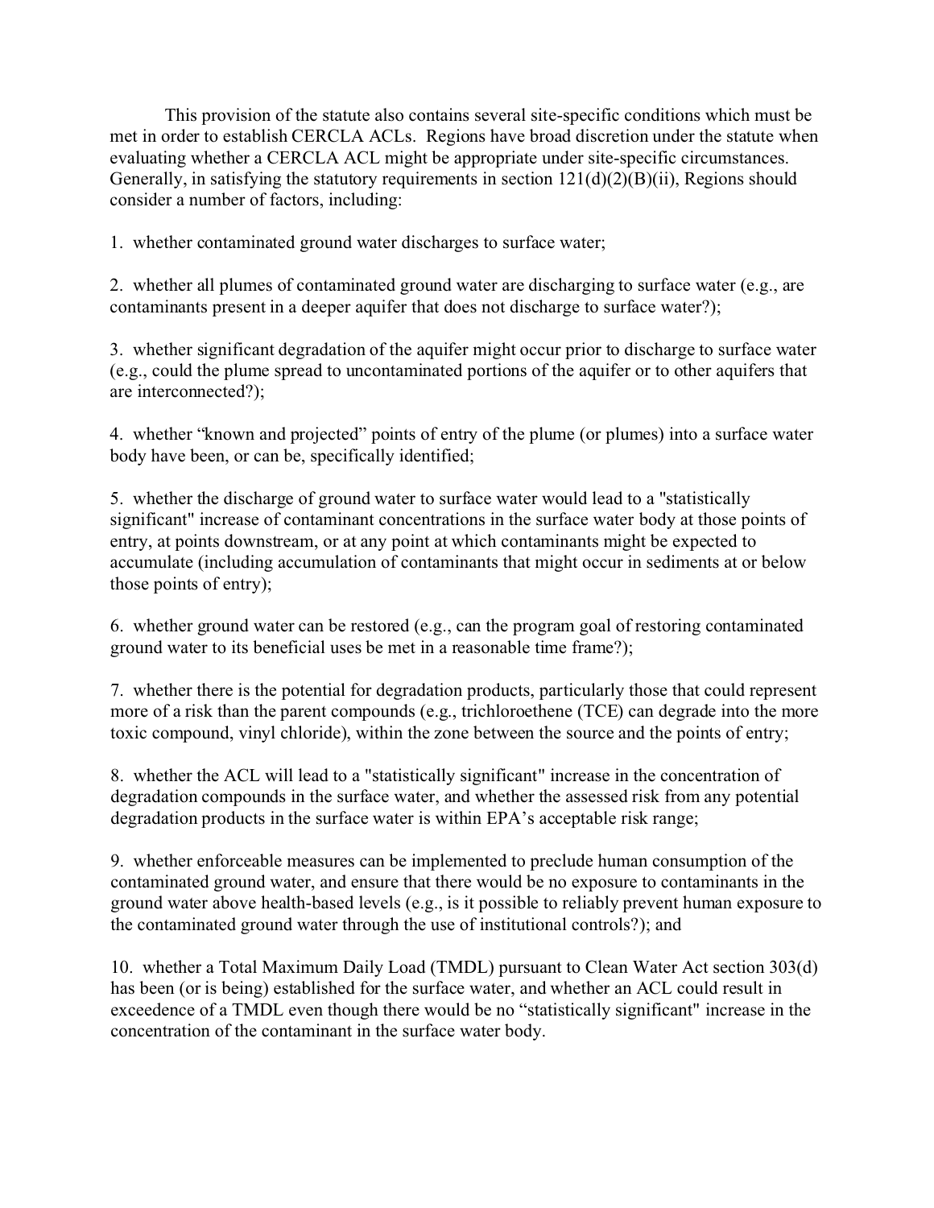This provision of the statute also contains several site-specific conditions which must be met in order to establish CERCLA ACLs. Regions have broad discretion under the statute when evaluating whether a CERCLA ACL might be appropriate under site-specific circumstances. Generally, in satisfying the statutory requirements in section 121(d)(2)(B)(ii), Regions should consider a number of factors, including:

1. whether contaminated ground water discharges to surface water;

2. whether all plumes of contaminated ground water are discharging to surface water (e.g., are contaminants present in a deeper aquifer that does not discharge to surface water?);

3. whether significant degradation of the aquifer might occur prior to discharge to surface water (e.g., could the plume spread to uncontaminated portions of the aquifer or to other aquifers that are interconnected?);

4. whether "known and projected" points of entry of the plume (or plumes) into a surface water body have been, or can be, specifically identified;

5. whether the discharge of ground water to surface water would lead to a "statistically significant" increase of contaminant concentrations in the surface water body at those points of entry, at points downstream, or at any point at which contaminants might be expected to accumulate (including accumulation of contaminants that might occur in sediments at or below those points of entry);

6. whether ground water can be restored (e.g., can the program goal of restoring contaminated ground water to its beneficial uses be met in a reasonable time frame?);

7. whether there is the potential for degradation products, particularly those that could represent more of a risk than the parent compounds (e.g., trichloroethene (TCE) can degrade into the more toxic compound, vinyl chloride), within the zone between the source and the points of entry;

8. whether the ACL will lead to a "statistically significant" increase in the concentration of degradation compounds in the surface water, and whether the assessed risk from any potential degradation products in the surface water is within EPA's acceptable risk range;

9. whether enforceable measures can be implemented to preclude human consumption of the contaminated ground water, and ensure that there would be no exposure to contaminants in the ground water above health-based levels (e.g., is it possible to reliably prevent human exposure to the contaminated ground water through the use of institutional controls?); and

10. whether a Total Maximum Daily Load (TMDL) pursuant to Clean Water Act section 303(d) has been (or is being) established for the surface water, and whether an ACL could result in exceedence of a TMDL even though there would be no "statistically significant" increase in the concentration of the contaminant in the surface water body.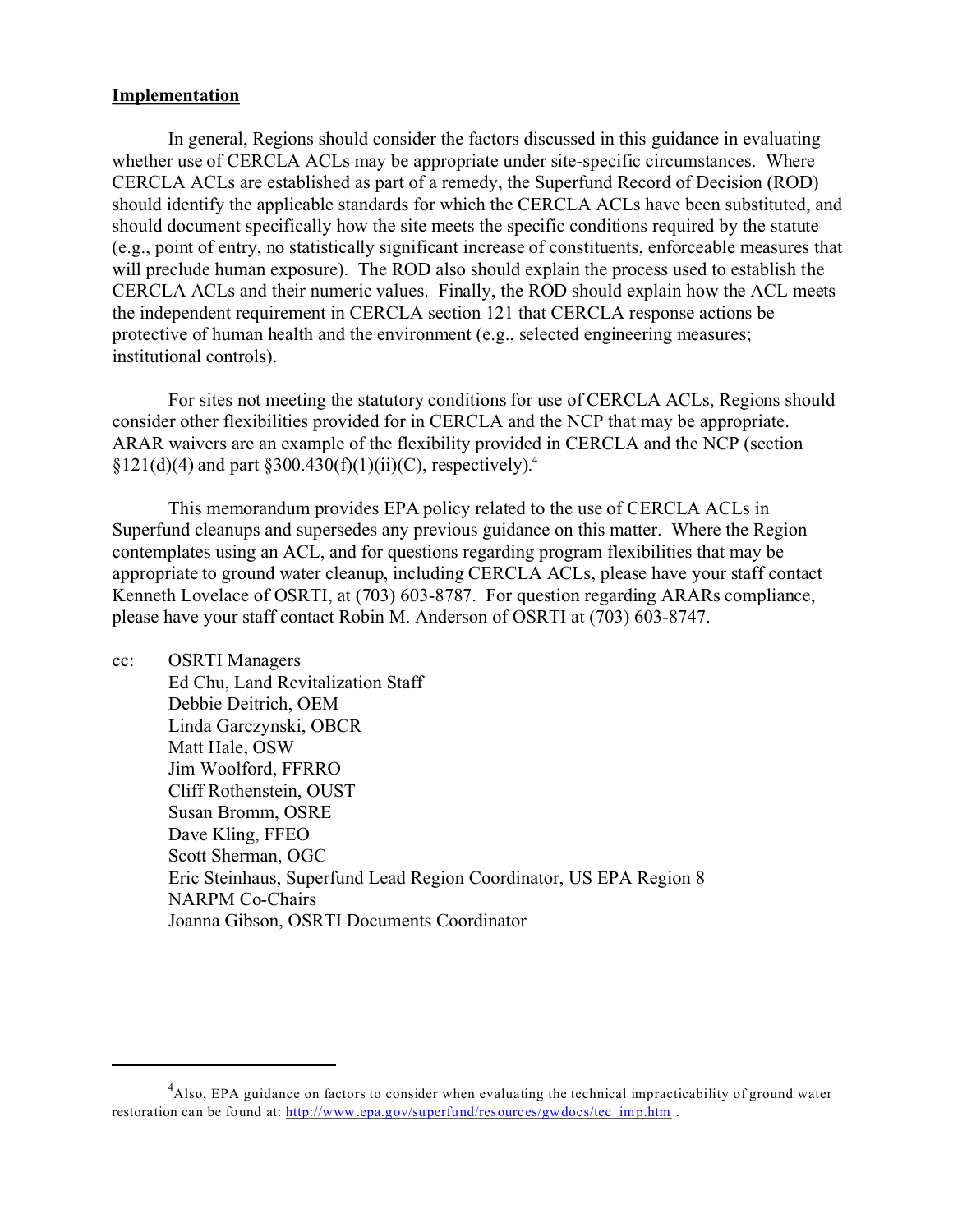**Implementation**

In general, Regions should consider the factors discussed in this guidance in evaluating whether use of CERCLA ACLs may be appropriate under site-specific circumstances. Where CERCLA ACLs are established as part of a remedy, the Superfund Record of Decision (ROD) should identify the applicable standards for which the CERCLA ACLs have been substituted, and should document specifically how the site meets the specific conditions required by the statute (e.g., point of entry, no statistically significant increase of constituents, enforceable measures that will preclude human exposure). The ROD also should explain the process used to establish the CERCLA ACLs and their numeric values. Finally, the ROD should explain how the ACL meets the independent requirement in CERCLA section 121 that CERCLA response actions be protective of human health and the environment (e.g., selected engineering measures; institutional controls).

For sites not meeting the statutory conditions for use of CERCLA ACLs, Regions should consider other flexibilities provided for in CERCLA and the NCP that may be appropriate. ARAR waivers are an example of the flexibility provided in CERCLA and the NCP (section §121(d)(4) and part §300.430(f)(1)(ii)(C), respectively).[4]

This memorandum provides EPA policy related to the use of CERCLA ACLs in Superfund cleanups and supersedes any previous guidance on this matter. Where the Region contemplates using an ACL, and for questions regarding program flexibilities that may be appropriate to ground water cleanup, including CERCLA ACLs, please have your staff contact Kenneth Lovelace of OSRTI, at (703) 603-8787. For question regarding ARARs compliance, please have your staff contact Robin M. Anderson of OSRTI at (703) 603-8747.

cc: OSRTI Managers
Ed Chu, Land Revitalization Staff
Debbie Deitrich, OEM
Linda Garczynski, OBCR
Matt Hale, OSW
Jim Woolford, FFRRO
Cliff Rothenstein, OUST
Susan Bromm, OSRE
Dave Kling, FFEO
Scott Sherman, OGC
Eric Steinhaus, Superfund Lead Region Coordinator, US EPA Region 8
NARPM Co-Chairs
Joanna Gibson, OSRTI Documents Coordinator

---

[4] Also, EPA guidance on factors to consider when evaluating the technical impracticability of ground water restoration can be found at: http://www.epa.gov/superfund/resources/gwdocs/tec_imp.htm .